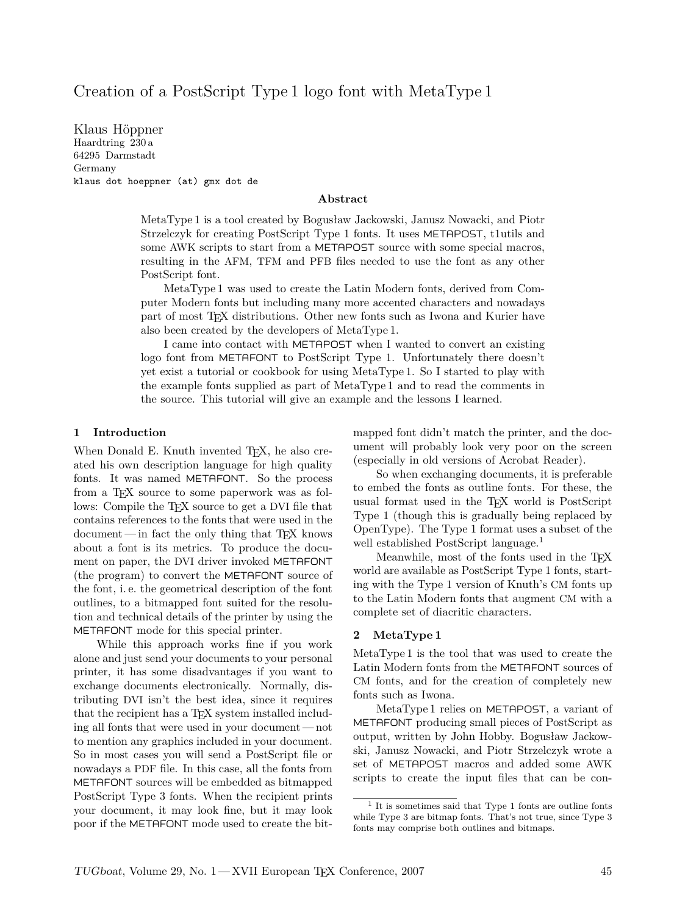# Creation of a PostScript Type 1 logo font with MetaType 1

Klaus Höppner
Haardtring 230 a
64295 Darmstadt
Germany
klaus dot hoeppner (at) gmx dot de

### Abstract

MetaType 1 is a tool created by Bogusław Jackowski, Janusz Nowacki, and Piotr Strzelczyk for creating PostScript Type 1 fonts. It uses METAPOST, t1utils and some AWK scripts to start from a METAPOST source with some special macros, resulting in the AFM, TFM and PFB files needed to use the font as any other PostScript font.

MetaType 1 was used to create the Latin Modern fonts, derived from Computer Modern fonts but including many more accented characters and nowadays part of most TEX distributions. Other new fonts such as Iwona and Kurier have also been created by the developers of MetaType 1.

I came into contact with METAPOST when I wanted to convert an existing logo font from METAFONT to PostScript Type 1. Unfortunately there doesn't yet exist a tutorial or cookbook for using MetaType 1. So I started to play with the example fonts supplied as part of MetaType 1 and to read the comments in the source. This tutorial will give an example and the lessons I learned.

## 1 Introduction

When Donald E. Knuth invented TEX, he also created his own description language for high quality fonts. It was named METAFONT. So the process from a TEX source to some paperwork was as follows: Compile the TEX source to get a DVI file that contains references to the fonts that were used in the document — in fact the only thing that TEX knows about a font is its metrics. To produce the document on paper, the DVI driver invoked METAFONT (the program) to convert the METAFONT source of the font, i. e. the geometrical description of the font outlines, to a bitmapped font suited for the resolution and technical details of the printer by using the METAFONT mode for this special printer.

While this approach works fine if you work alone and just send your documents to your personal printer, it has some disadvantages if you want to exchange documents electronically. Normally, distributing DVI isn't the best idea, since it requires that the recipient has a TEX system installed including all fonts that were used in your document — not to mention any graphics included in your document. So in most cases you will send a PostScript file or nowadays a PDF file. In this case, all the fonts from METAFONT sources will be embedded as bitmapped PostScript Type 3 fonts. When the recipient prints your document, it may look fine, but it may look poor if the METAFONT mode used to create the bitmapped font didn't match the printer, and the document will probably look very poor on the screen (especially in old versions of Acrobat Reader).

So when exchanging documents, it is preferable to embed the fonts as outline fonts. For these, the usual format used in the TEX world is PostScript Type 1 (though this is gradually being replaced by OpenType). The Type 1 format uses a subset of the well established PostScript language.[1]

Meanwhile, most of the fonts used in the TEX world are available as PostScript Type 1 fonts, starting with the Type 1 version of Knuth's CM fonts up to the Latin Modern fonts that augment CM with a complete set of diacritic characters.

## 2 MetaType 1

MetaType 1 is the tool that was used to create the Latin Modern fonts from the METAFONT sources of CM fonts, and for the creation of completely new fonts such as Iwona.

MetaType 1 relies on METAPOST, a variant of METAFONT producing small pieces of PostScript as output, written by John Hobby. Bogusław Jackowski, Janusz Nowacki, and Piotr Strzelczyk wrote a set of METAPOST macros and added some AWK scripts to create the input files that can be con-

[1] It is sometimes said that Type 1 fonts are outline fonts while Type 3 are bitmap fonts. That's not true, since Type 3 fonts may comprise both outlines and bitmaps.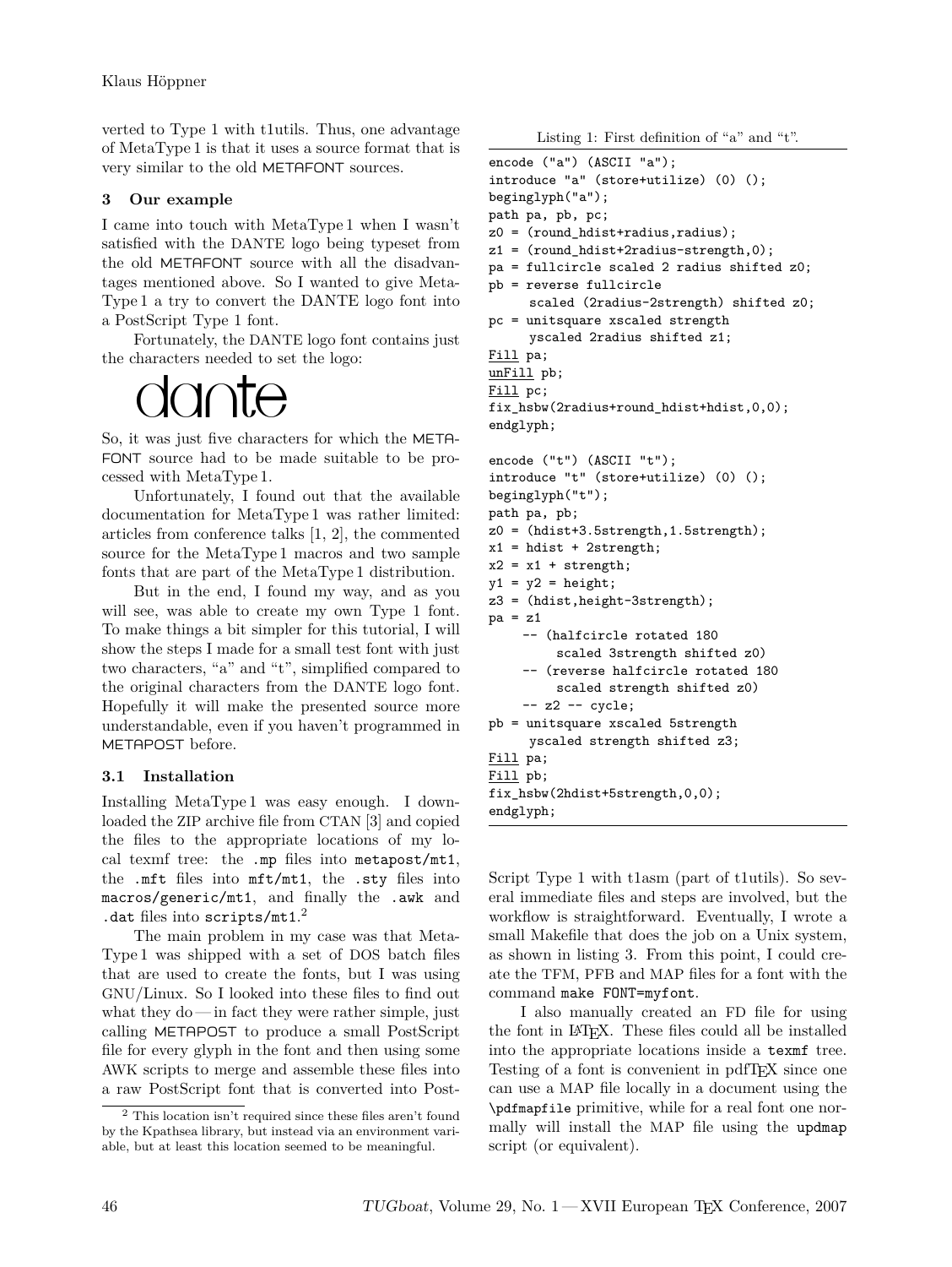verted to Type 1 with t1utils. Thus, one advantage of MetaType 1 is that it uses a source format that is very similar to the old METAFONT sources.

## 3 Our example

I came into touch with MetaType 1 when I wasn't satisfied with the DANTE logo being typeset from the old METAFONT source with all the disadvantages mentioned above. So I wanted to give MetaType 1 a try to convert the DANTE logo font into a PostScript Type 1 font.

Fortunately, the DANTE logo font contains just the characters needed to set the logo:

dante

So, it was just five characters for which the METAFONT source had to be made suitable to be processed with MetaType 1.

Unfortunately, I found out that the available documentation for MetaType 1 was rather limited: articles from conference talks [1, 2], the commented source for the MetaType 1 macros and two sample fonts that are part of the MetaType 1 distribution.

But in the end, I found my way, and as you will see, was able to create my own Type 1 font. To make things a bit simpler for this tutorial, I will show the steps I made for a small test font with just two characters, "a" and "t", simplified compared to the original characters from the DANTE logo font. Hopefully it will make the presented source more understandable, even if you haven't programmed in METAPOST before.

### 3.1 Installation

Installing MetaType 1 was easy enough. I downloaded the ZIP archive file from CTAN [3] and copied the files to the appropriate locations of my local texmf tree: the `.mp` files into `metapost/mt1`, the `.mft` files into `mft/mt1`, the `.sty` files into `macros/generic/mt1`, and finally the `.awk` and `.dat` files into `scripts/mt1`.[2]

The main problem in my case was that MetaType 1 was shipped with a set of DOS batch files that are used to create the fonts, but I was using GNU/Linux. So I looked into these files to find out what they do — in fact they were rather simple, just calling METAPOST to produce a small PostScript file for every glyph in the font and then using some AWK scripts to merge and assemble these files into a raw PostScript font that is converted into PostScript Type 1 with t1asm (part of t1utils). So several immediate files and steps are involved, but the workflow is straightforward. Eventually, I wrote a small Makefile that does the job on a Unix system, as shown in listing 3. From this point, I could create the TFM, PFB and MAP files for a font with the command `make FONT=myfont`.

I also manually created an FD file for using the font in LaTeX. These files could all be installed into the appropriate locations inside a texmf tree. Testing of a font is convenient in pdfTeX since one can use a MAP file locally in a document using the `\pdfmapfile` primitive, while for a real font one normally will install the MAP file using the `updmap` script (or equivalent).

Listing 1: First definition of "a" and "t".

```
encode ("a") (ASCII "a");
introduce "a" (store+utilize) (0) ();
beginglyph("a");
path pa, pb, pc;
z0 = (round_hdist+radius,radius);
z1 = (round_hdist+2radius-strength,0);
pa = fullcircle scaled 2 radius shifted z0;
pb = reverse fullcircle
     scaled (2radius-2strength) shifted z0;
pc = unitsquare xscaled strength
     yscaled 2radius shifted z1;
Fill pa;
unFill pb;
Fill pc;
fix_hsbw(2radius+round_hdist+hdist,0,0);
endglyph;

encode ("t") (ASCII "t");
introduce "t" (store+utilize) (0) ();
beginglyph("t");
path pa, pb;
z0 = (hdist+3.5strength,1.5strength);
x1 = hdist + 2strength;
x2 = x1 + strength;
y1 = y2 = height;
z3 = (hdist,height-3strength);
pa = z1
     -- (halfcircle rotated 180
         scaled 3strength shifted z0)
     -- (reverse halfcircle rotated 180
         scaled strength shifted z0)
     -- z2 -- cycle;
pb = unitsquare xscaled 5strength
     yscaled strength shifted z3;
Fill pa;
Fill pb;
fix_hsbw(2hdist+5strength,0,0);
endglyph;
```

[2] This location isn't required since these files aren't found by the Kpathsea library, but instead via an environment variable, but at least this location seemed to be meaningful.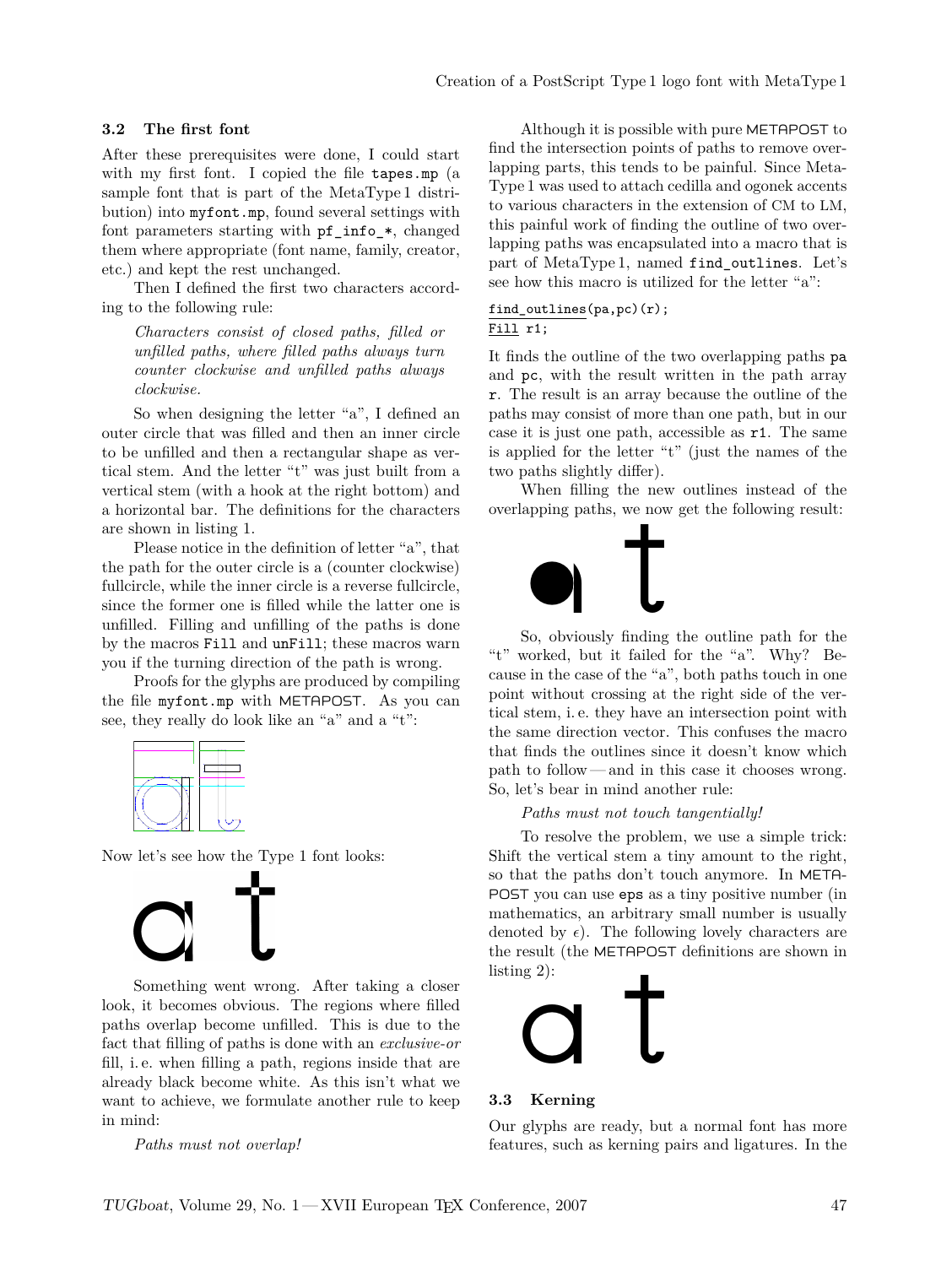### 3.2 The first font

After these prerequisites were done, I could start with my first font. I copied the file `tapes.mp` (a sample font that is part of the MetaType 1 distribution) into `myfont.mp`, found several settings with font parameters starting with `pf_info_*`, changed them where appropriate (font name, family, creator, etc.) and kept the rest unchanged.

Then I defined the first two characters according to the following rule:

> *Characters consist of closed paths, filled or unfilled paths, where filled paths always turn counter clockwise and unfilled paths always clockwise.*

So when designing the letter "a", I defined an outer circle that was filled and then an inner circle to be unfilled and then a rectangular shape as vertical stem. And the letter "t" was just built from a vertical stem (with a hook at the right bottom) and a horizontal bar. The definitions for the characters are shown in listing 1.

Please notice in the definition of letter "a", that the path for the outer circle is a (counter clockwise) fullcircle, while the inner circle is a reverse fullcircle, since the former one is filled while the latter one is unfilled. Filling and unfilling of the paths is done by the macros `Fill` and `unFill`; these macros warn you if the turning direction of the path is wrong.

Proofs for the glyphs are produced by compiling the file `myfont.mp` with METAPOST. As you can see, they really do look like an "a" and a "t":

Now let's see how the Type 1 font looks:

Something went wrong. After taking a closer look, it becomes obvious. The regions where filled paths overlap become unfilled. This is due to the fact that filling of paths is done with an *exclusive-or* fill, i. e. when filling a path, regions inside that are already black become white. As this isn't what we want to achieve, we formulate another rule to keep in mind:

> *Paths must not overlap!*

Although it is possible with pure METAPOST to find the intersection points of paths to remove overlapping parts, this tends to be painful. Since MetaType 1 was used to attach cedilla and ogonek accents to various characters in the extension of CM to LM, this painful work of finding the outline of two overlapping paths was encapsulated into a macro that is part of MetaType 1, named `find_outlines`. Let's see how this macro is utilized for the letter "a":

```
find_outlines(pa,pc)(r);
Fill r1;
```

It finds the outline of the two overlapping paths `pa` and `pc`, with the result written in the path array `r`. The result is an array because the outline of the paths may consist of more than one path, but in our case it is just one path, accessible as `r1`. The same is applied for the letter "t" (just the names of the two paths slightly differ).

When filling the new outlines instead of the overlapping paths, we now get the following result:

So, obviously finding the outline path for the "t" worked, but it failed for the "a". Why? Because in the case of the "a", both paths touch in one point without crossing at the right side of the vertical stem, i. e. they have an intersection point with the same direction vector. This confuses the macro that finds the outlines since it doesn't know which path to follow — and in this case it chooses wrong. So, let's bear in mind another rule:

> *Paths must not touch tangentially!*

To resolve the problem, we use a simple trick: Shift the vertical stem a tiny amount to the right, so that the paths don't touch anymore. In METAPOST you can use `eps` as a tiny positive number (in mathematics, an arbitrary small number is usually denoted by $\epsilon$). The following lovely characters are the result (the METAPOST definitions are shown in listing 2):

### 3.3 Kerning

Our glyphs are ready, but a normal font has more features, such as kerning pairs and ligatures. In the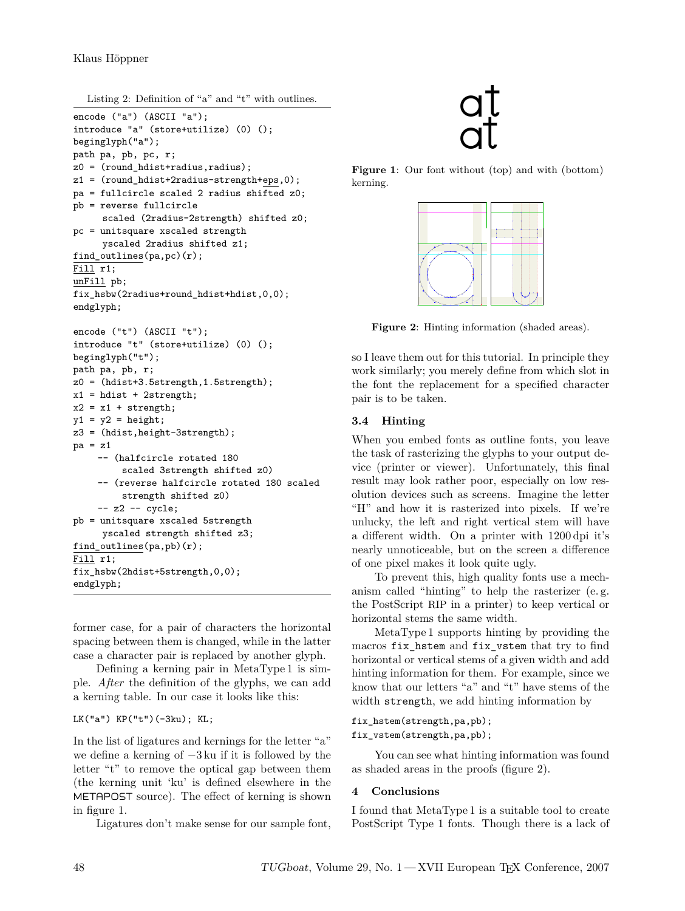Listing 2: Definition of “a” and “t” with outlines.

```
encode ("a") (ASCII "a");
introduce "a" (store+utilize) (0) ();
beginglyph("a");
path pa, pb, pc, r;
z0 = (round_hdist+radius,radius);
z1 = (round_hdist+2radius-strength+eps,0);
pa = fullcircle scaled 2 radius shifted z0;
pb = reverse fullcircle
     scaled (2radius-2strength) shifted z0;
pc = unitsquare xscaled strength
     yscaled 2radius shifted z1;
find_outlines(pa,pc)(r);
Fill r1;
unFill pb;
fix_hsbw(2radius+round_hdist+hdist,0,0);
endglyph;

encode ("t") (ASCII "t");
introduce "t" (store+utilize) (0) ();
beginglyph("t");
path pa, pb, r;
z0 = (hdist+3.5strength,1.5strength);
x1 = hdist + 2strength;
x2 = x1 + strength;
y1 = y2 = height;
z3 = (hdist,height-3strength);
pa = z1
    -- (halfcircle rotated 180
         scaled 3strength shifted z0)
    -- (reverse halfcircle rotated 180 scaled
         strength shifted z0)
    -- z2 -- cycle;
pb = unitsquare xscaled 5strength
     yscaled strength shifted z3;
find_outlines(pa,pb)(r);
Fill r1;
fix_hsbw(2hdist+5strength,0,0);
endglyph;
```

former case, for a pair of characters the horizontal spacing between them is changed, while in the latter case a character pair is replaced by another glyph.

Defining a kerning pair in MetaType 1 is simple. *After* the definition of the glyphs, we can add a kerning table. In our case it looks like this:

```
LK("a") KP("t")(-3ku); KL;
```

In the list of ligatures and kernings for the letter “a” we define a kerning of −3 ku if it is followed by the letter “t” to remove the optical gap between them (the kerning unit ‘ku’ is defined elsewhere in the METAPOST source). The effect of kerning is shown in figure 1.

Ligatures don’t make sense for our sample font, so I leave them out for this tutorial. In principle they work similarly; you merely define from which slot in the font the replacement for a specified character pair is to be taken.

at
at

**Figure 1**: Our font without (top) and with (bottom) kerning.

**Figure 2**: Hinting information (shaded areas).

### 3.4 Hinting

When you embed fonts as outline fonts, you leave the task of rasterizing the glyphs to your output device (printer or viewer). Unfortunately, this final result may look rather poor, especially on low resolution devices such as screens. Imagine the letter “H” and how it is rasterized into pixels. If we’re unlucky, the left and right vertical stem will have a different width. On a printer with 1200 dpi it’s nearly unnoticeable, but on the screen a difference of one pixel makes it look quite ugly.

To prevent this, high quality fonts use a mechanism called “hinting” to help the rasterizer (e. g. the PostScript RIP in a printer) to keep vertical or horizontal stems the same width.

MetaType 1 supports hinting by providing the macros `fix_hstem` and `fix_vstem` that try to find horizontal or vertical stems of a given width and add hinting information for them. For example, since we know that our letters “a” and “t” have stems of the width `strength`, we add hinting information by

```
fix_hstem(strength,pa,pb);
fix_vstem(strength,pa,pb);
```

You can see what hinting information was found as shaded areas in the proofs (figure 2).

## 4 Conclusions

I found that MetaType 1 is a suitable tool to create PostScript Type 1 fonts. Though there is a lack of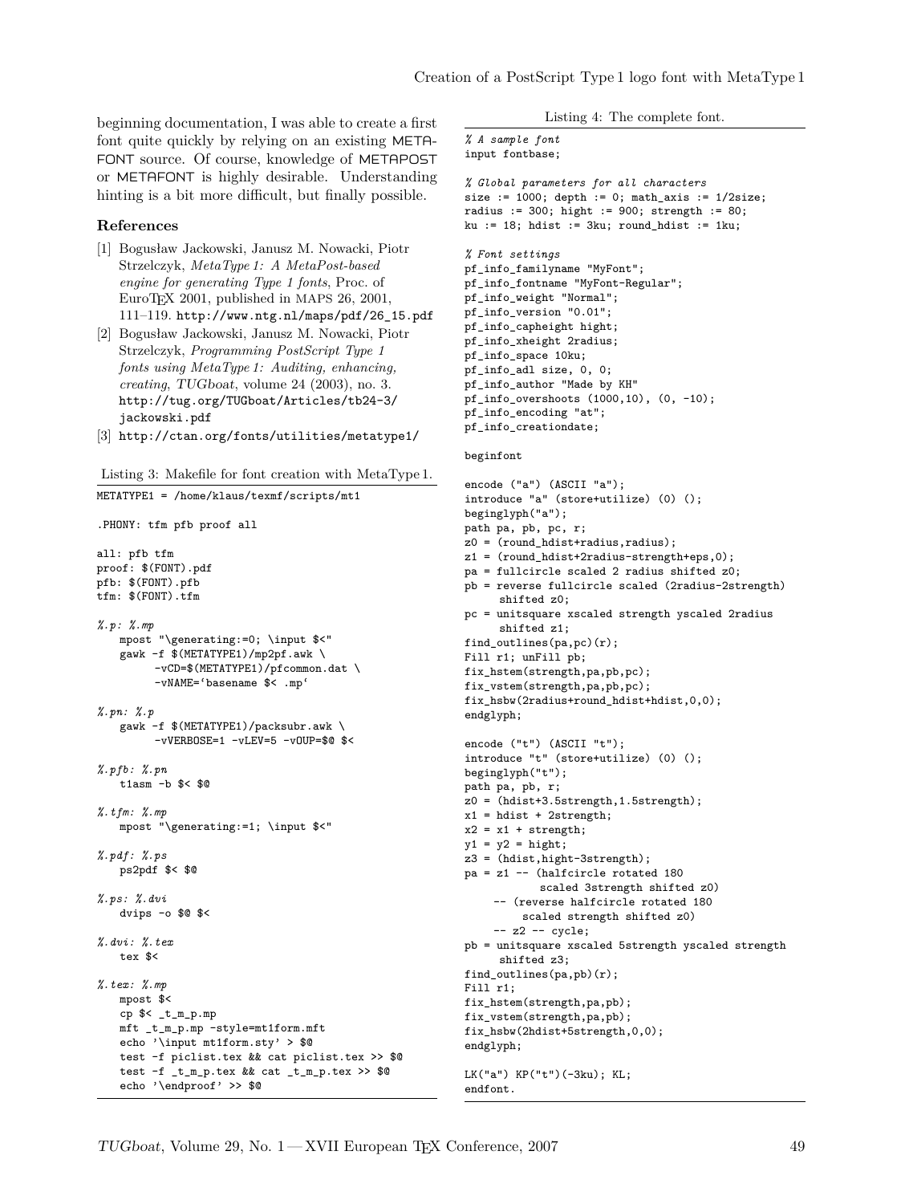beginning documentation, I was able to create a first font quite quickly by relying on an existing METAFONT source. Of course, knowledge of METAPOST or METAFONT is highly desirable. Understanding hinting is a bit more difficult, but finally possible.

## References

[1] Bogusław Jackowski, Janusz M. Nowacki, Piotr Strzelczyk, *MetaType 1: A MetaPost-based engine for generating Type 1 fonts*, Proc. of EuroTEX 2001, published in MAPS 26, 2001, 111–119. http://www.ntg.nl/maps/pdf/26_15.pdf

[2] Bogusław Jackowski, Janusz M. Nowacki, Piotr Strzelczyk, *Programming PostScript Type 1 fonts using MetaType 1: Auditing, enhancing, creating*, *TUGboat*, volume 24 (2003), no. 3. http://tug.org/TUGboat/Articles/tb24-3/jackowski.pdf

[3] http://ctan.org/fonts/utilities/metatype1/

Listing 3: Makefile for font creation with MetaType 1.

```
METATYPE1 = /home/klaus/texmf/scripts/mt1

.PHONY: tfm pfb proof all

all: pfb tfm
proof: $(FONT).pdf
pfb: $(FONT).pfb
tfm: $(FONT).tfm

%.p: %.mp
	mpost "\generating:=0; \input $<"
	gawk -f $(METATYPE1)/mp2pf.awk \
		-vCD=$(METATYPE1)/pfcommon.dat \
		-vNAME=`basename $< .mp`

%.pn: %.p
	gawk -f $(METATYPE1)/packsubr.awk \
		-vVERBOSE=1 -vLEV=5 -vOUP=$@ $<

%.pfb: %.pn
	t1asm -b $< $@

%.tfm: %.mp
	mpost "\generating:=1; \input $<"

%.pdf: %.ps
	ps2pdf $< $@

%.ps: %.dvi
	dvips -o $@ $<

%.dvi: %.tex
	tex $<

%.tex: %.mp
	mpost $<
	cp $< _t_m_p.mp
	mft _t_m_p.mp -style=mt1form.mft
	echo '\input mt1form.sty' > $@
	test -f piclist.tex && cat piclist.tex >> $@
	test -f _t_m_p.tex && cat _t_m_p.tex >> $@
	echo '\endproof' >> $@
```

Listing 4: The complete font.

```
% A sample font
input fontbase;

% Global parameters for all characters
size := 1000; depth := 0; math_axis := 1/2size;
radius := 300; hight := 900; strength := 80;
ku := 18; hdist := 3ku; round_hdist := 1ku;

% Font settings
pf_info_familyname "MyFont";
pf_info_fontname "MyFont-Regular";
pf_info_weight "Normal";
pf_info_version "0.01";
pf_info_capheight hight;
pf_info_xheight 2radius;
pf_info_space 10ku;
pf_info_adl size, 0, 0;
pf_info_author "Made by KH"
pf_info_overshoots (1000,10), (0, -10);
pf_info_encoding "at";
pf_info_creationdate;

beginfont

encode ("a") (ASCII "a");
introduce "a" (store+utilize) (0) ();
beginglyph("a");
path pa, pb, pc, r;
z0 = (round_hdist+radius,radius);
z1 = (round_hdist+2radius-strength+eps,0);
pa = fullcircle scaled 2 radius shifted z0;
pb = reverse fullcircle scaled (2radius-2strength)
     shifted z0;
pc = unitsquare xscaled strength yscaled 2radius
     shifted z1;
find_outlines(pa,pc)(r);
Fill r1; unFill pb;
fix_hstem(strength,pa,pb,pc);
fix_vstem(strength,pa,pb,pc);
fix_hsbw(2radius+round_hdist+hdist,0,0);
endglyph;

encode ("t") (ASCII "t");
introduce "t" (store+utilize) (0) ();
beginglyph("t");
path pa, pb, r;
z0 = (hdist+3.5strength,1.5strength);
x1 = hdist + 2strength;
x2 = x1 + strength;
y1 = y2 = hight;
z3 = (hdist,hight-3strength);
pa = z1 -- (halfcircle rotated 180
           scaled 3strength shifted z0)
     -- (reverse halfcircle rotated 180
         scaled strength shifted z0)
     -- z2 -- cycle;
pb = unitsquare xscaled 5strength yscaled strength
     shifted z3;
find_outlines(pa,pb)(r);
Fill r1;
fix_hstem(strength,pa,pb);
fix_vstem(strength,pa,pb);
fix_hsbw(2hdist+5strength,0,0);
endglyph;

LK("a") KP("t")(-3ku); KL;
endfont.
```